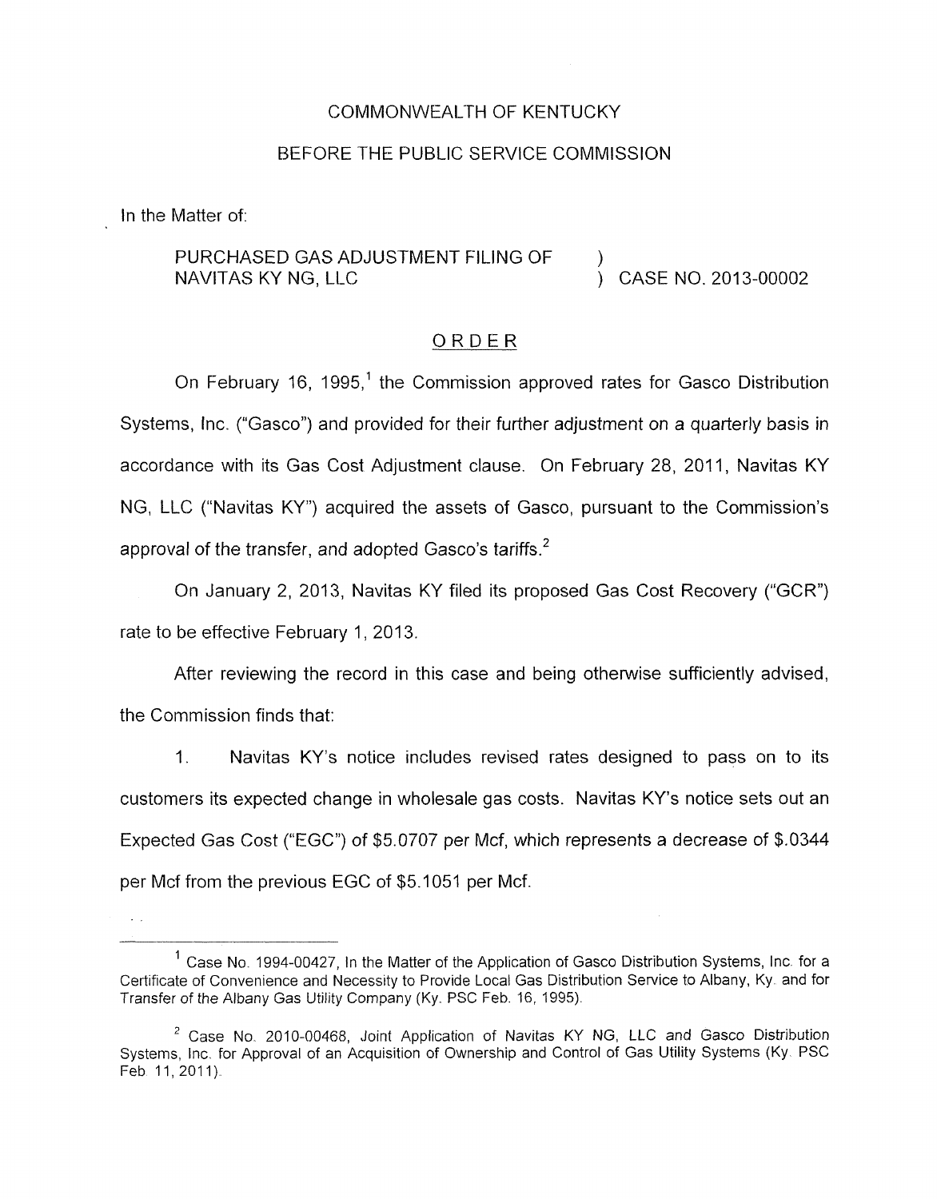COMMONWEALTH OF KENTUCKY

BEFORE THE PUBLIC SERVICE COMMISSION

In the Matter of:

PURCHASED GAS ADJUSTMENT FILING OF NAVITAS KY NG, LLC ) CASE NO. 2013-00002

## ORDER

On February 16, 1995,[1] the Commission approved rates for Gasco Distribution Systems, Inc. ("Gasco") and provided for their further adjustment on a quarterly basis in accordance with its Gas Cost Adjustment clause. On February 28, 2011, Navitas KY NG, LLC ("Navitas KY") acquired the assets of Gasco, pursuant to the Commission's approval of the transfer, and adopted Gasco's tariffs.[2]

On January 2, 2013, Navitas KY filed its proposed Gas Cost Recovery ("GCR") rate to be effective February 1, 2013.

After reviewing the record in this case and being otherwise sufficiently advised, the Commission finds that:

1. Navitas KY's notice includes revised rates designed to pass on to its customers its expected change in wholesale gas costs. Navitas KY's notice sets out an Expected Gas Cost ("EGC") of $5.0707 per Mcf, which represents a decrease of $.0344 per Mcf from the previous EGC of $5.1051 per Mcf.

---

[1] Case No. 1994-00427, In the Matter of the Application of Gasco Distribution Systems, Inc. for a Certificate of Convenience and Necessity to Provide Local Gas Distribution Service to Albany, Ky. and for Transfer of the Albany Gas Utility Company (Ky. PSC Feb. 16, 1995).

[2] Case No. 2010-00468, Joint Application of Navitas KY NG, LLC and Gasco Distribution Systems, Inc. for Approval of an Acquisition of Ownership and Control of Gas Utility Systems (Ky. PSC Feb. 11, 2011).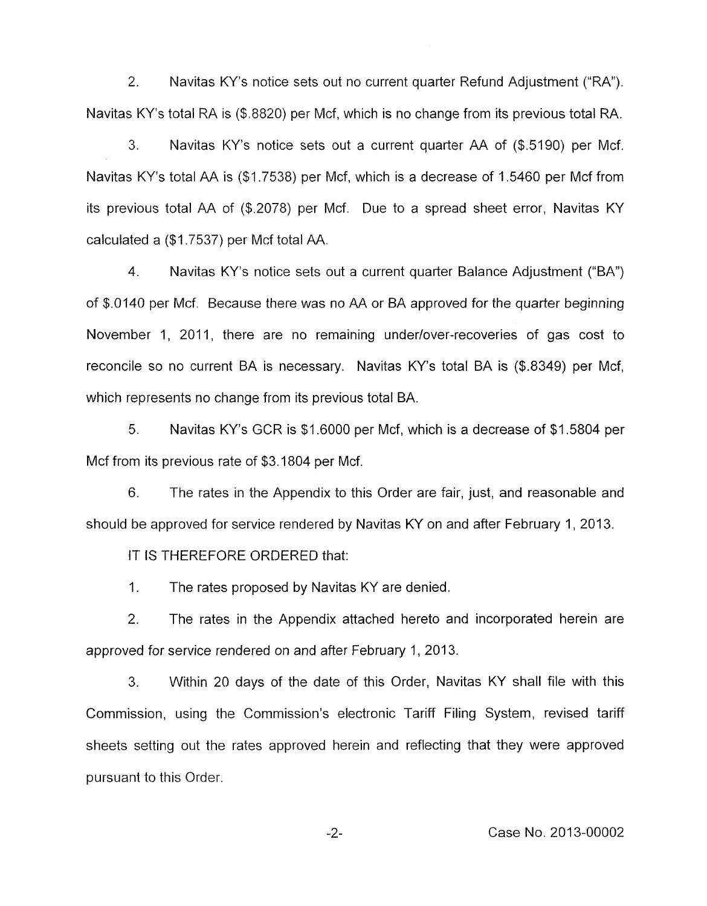2. Navitas KY's notice sets out no current quarter Refund Adjustment ("RA"). Navitas KY's total RA is ($.8820) per Mcf, which is no change from its previous total RA.

3. Navitas KY's notice sets out a current quarter AA of ($.5190) per Mcf. Navitas KY's total AA is ($1.7538) per Mcf, which is a decrease of 1.5460 per Mcf from its previous total AA of ($.2078) per Mcf. Due to a spread sheet error, Navitas KY calculated a ($1.7537) per Mcf total AA.

4. Navitas KY's notice sets out a current quarter Balance Adjustment ("BA") of $.0140 per Mcf. Because there was no AA or BA approved for the quarter beginning November 1, 2011, there are no remaining under/over-recoveries of gas cost to reconcile so no current BA is necessary. Navitas KY's total BA is ($.8349) per Mcf, which represents no change from its previous total BA.

5. Navitas KY's GCR is $1.6000 per Mcf, which is a decrease of $1.5804 per Mcf from its previous rate of $3.1804 per Mcf.

6. The rates in the Appendix to this Order are fair, just, and reasonable and should be approved for service rendered by Navitas KY on and after February 1, 2013.

IT IS THEREFORE ORDERED that:

1. The rates proposed by Navitas KY are denied.

2. The rates in the Appendix attached hereto and incorporated herein are approved for service rendered on and after February 1, 2013.

3. Within 20 days of the date of this Order, Navitas KY shall file with this Commission, using the Commission's electronic Tariff Filing System, revised tariff sheets setting out the rates approved herein and reflecting that they were approved pursuant to this Order.

Case No. 2013-00002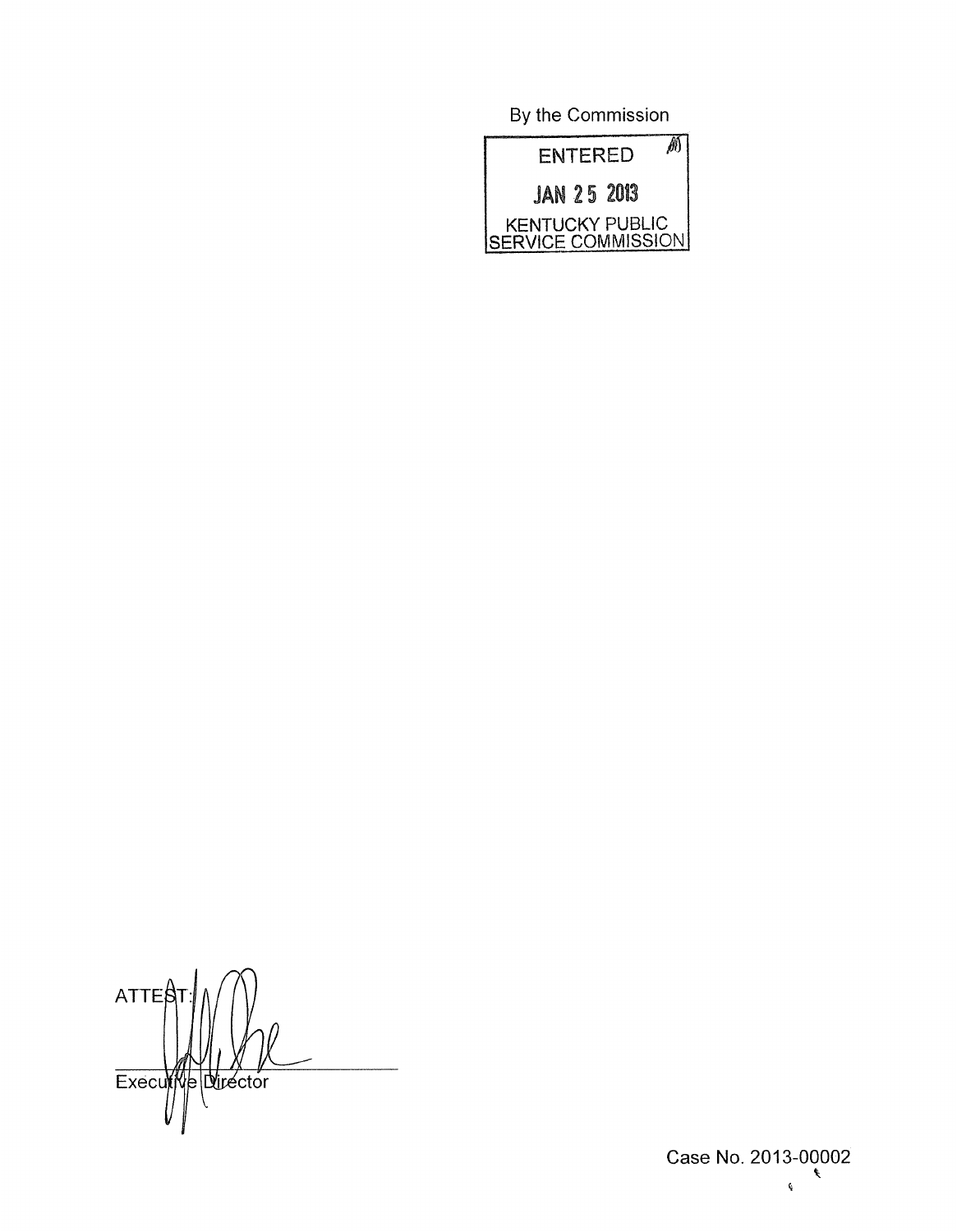By the Commission

ENTERED

JAN 25 2013

KENTUCKY PUBLIC SERVICE COMMISSION

ATTEST:

Executive Director

Case No. 2013-00002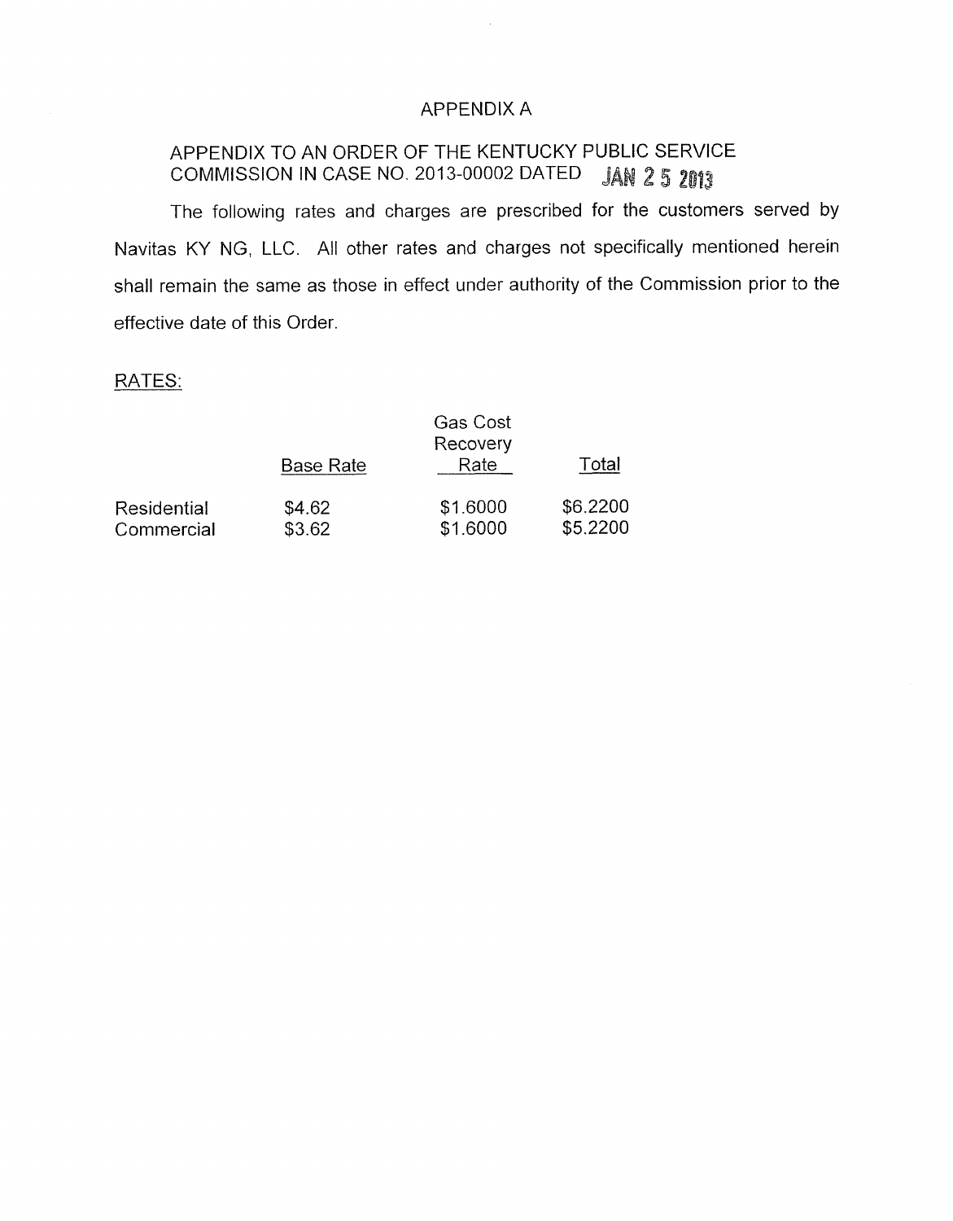# APPENDIX A

## APPENDIX TO AN ORDER OF THE KENTUCKY PUBLIC SERVICE COMMISSION IN CASE NO. 2013-00002 DATED JAN 25 2013

The following rates and charges are prescribed for the customers served by Navitas KY NG, LLC. All other rates and charges not specifically mentioned herein shall remain the same as those in effect under authority of the Commission prior to the effective date of this Order.

RATES:

| | Base Rate | Gas Cost Recovery Rate | Total |
|---|---|---|---|
| Residential | $4.62 | $1.6000 | $6.2200 |
| Commercial | $3.62 | $1.6000 | $5.2200 |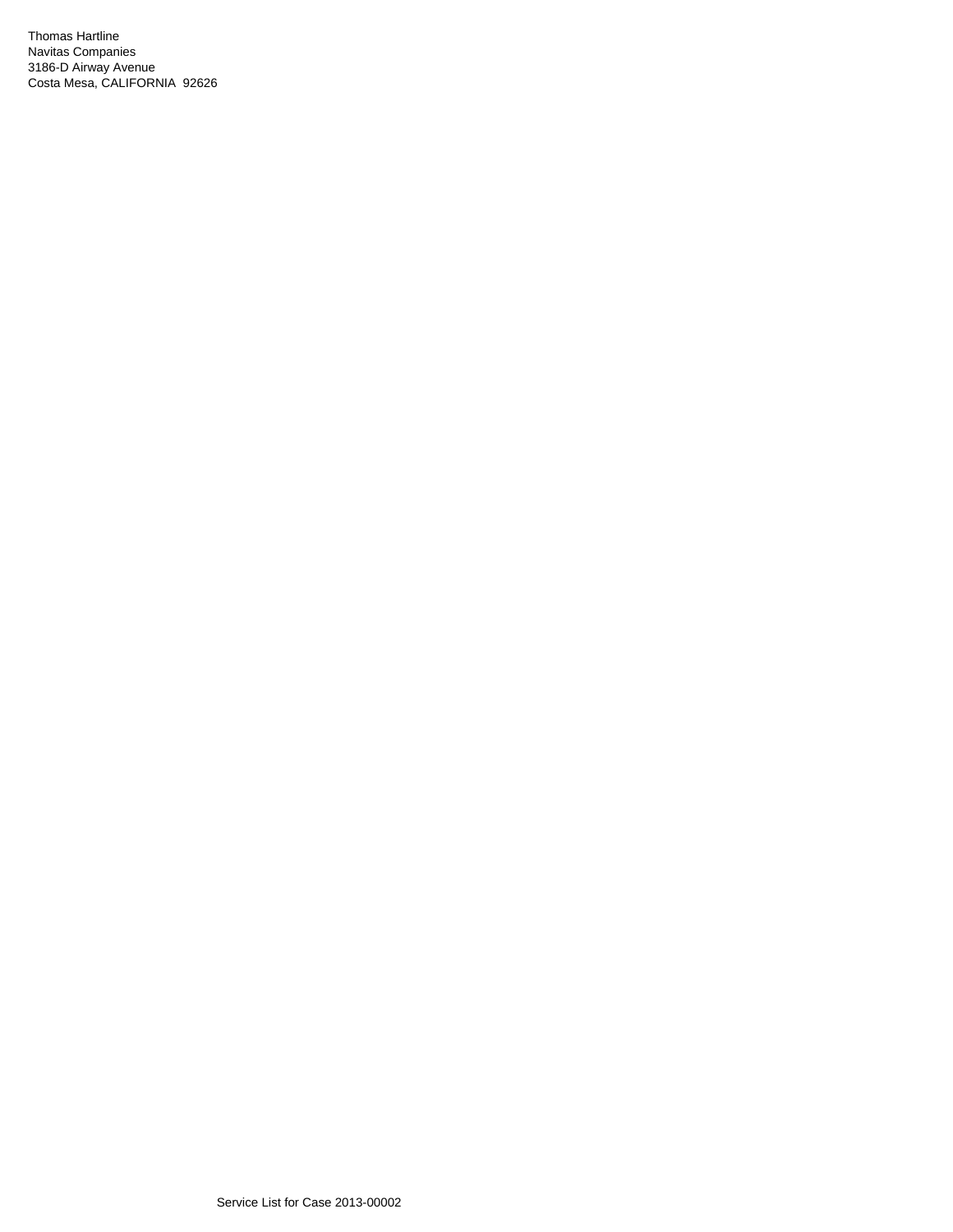Thomas Hartline
Navitas Companies
3186-D Airway Avenue
Costa Mesa, CALIFORNIA  92626